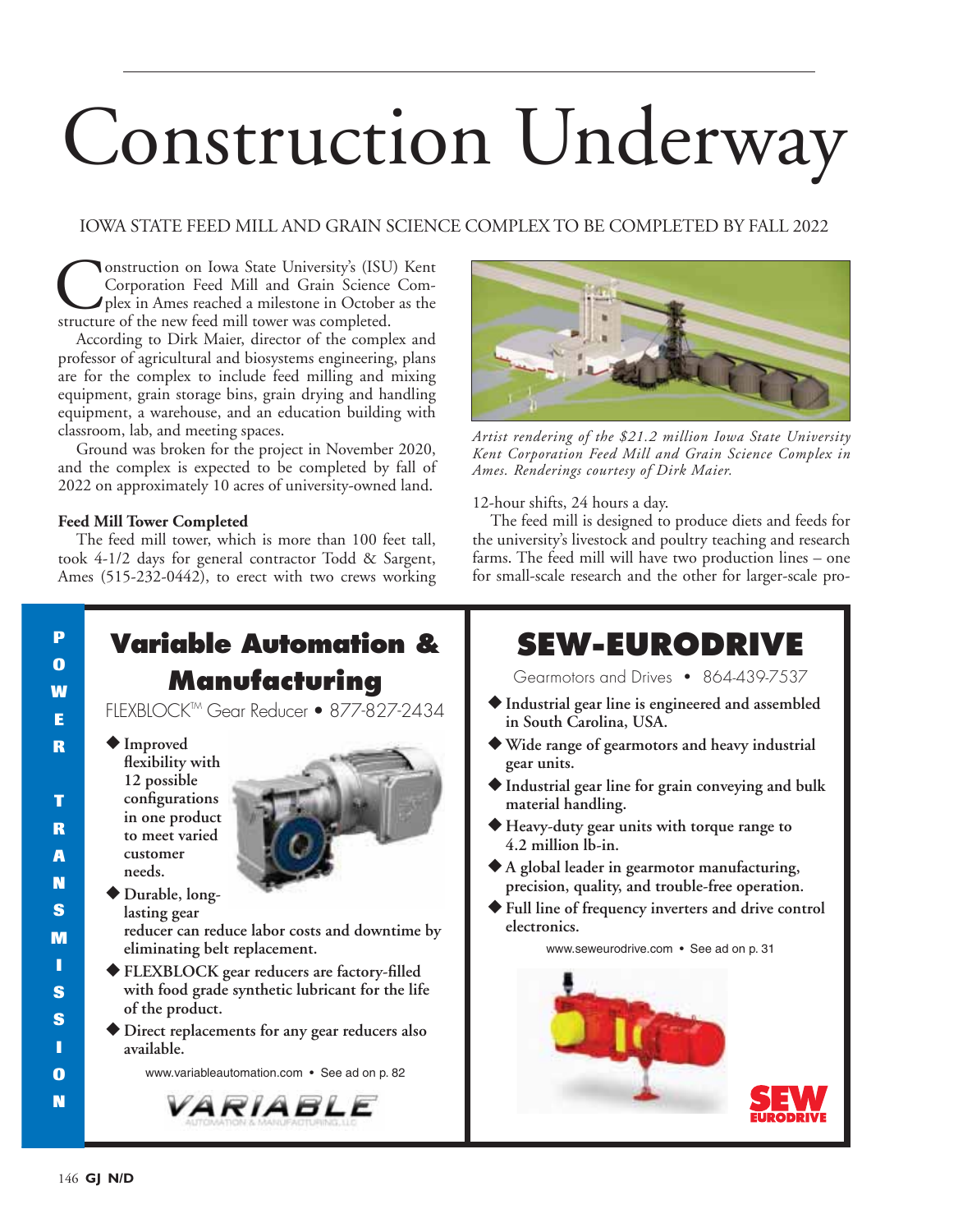# Construction Underway

IOWA STATE FEED MILL AND GRAIN SCIENCE COMPLEX TO BE COMPLETED BY FALL 2022

Construction on Iowa State University's (ISU) Kent Corporation Feed Mill and Grain Science Complex in Ames reached a milestone in October as the structure of the new feed mill tower was completed.

According to Dirk Maier, director of the complex and professor of agricultural and biosystems engineering, plans are for the complex to include feed milling and mixing equipment, grain storage bins, grain drying and handling equipment, a warehouse, and an education building with classroom, lab, and meeting spaces.

Ground was broken for the project in November 2020, and the complex is expected to be completed by fall of 2022 on approximately 10 acres of university-owned land.

### Feed Mill Tower Completed

The feed mill tower, which is more than 100 feet tall, took 4-1/2 days for general contractor Todd & Sargent, Ames (515-232-0442), to erect with two crews working 12-hour shifts, 24 hours a day.

*Artist rendering of the $21.2 million Iowa State University Kent Corporation Feed Mill and Grain Science Complex in Ames. Renderings courtesy of Dirk Maier.*

The feed mill is designed to produce diets and feeds for the university's livestock and poultry teaching and research farms. The feed mill will have two production lines – one for small-scale research and the other for larger-scale pro-

---

POWER TRANSMISSION

## Variable Automation & Manufacturing

FLEXBLOCK™ Gear Reducer • 877-827-2434

- **Improved flexibility with 12 possible configurations in one product to meet varied customer needs.**
- **Durable, long-lasting gear reducer can reduce labor costs and downtime by eliminating belt replacement.**
- **FLEXBLOCK gear reducers are factory-filled with food grade synthetic lubricant for the life of the product.**
- **Direct replacements for any gear reducers also available.**

www.variableautomation.com • See ad on p. 82

## SEW-EURODRIVE

Gearmotors and Drives • 864-439-7537

- **Industrial gear line is engineered and assembled in South Carolina, USA.**
- **Wide range of gearmotors and heavy industrial gear units.**
- **Industrial gear line for grain conveying and bulk material handling.**
- **Heavy-duty gear units with torque range to 4.2 million lb-in.**
- **A global leader in gearmotor manufacturing, precision, quality, and trouble-free operation.**
- **Full line of frequency inverters and drive control electronics.**

www.seweurodrive.com • See ad on p. 31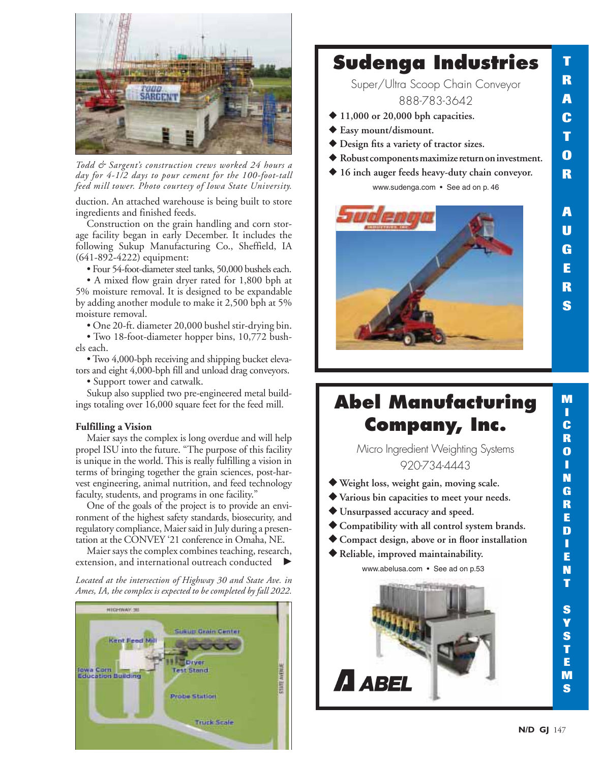*Todd & Sargent's construction crews worked 24 hours a day for 4-1/2 days to pour cement for the 100-foot-tall feed mill tower. Photo courtesy of Iowa State University.*

duction. An attached warehouse is being built to store ingredients and finished feeds.

Construction on the grain handling and corn storage facility began in early December. It includes the following Sukup Manufacturing Co., Sheffield, IA (641-892-4222) equipment:

- Four 54-foot-diameter steel tanks, 50,000 bushels each.
- A mixed flow grain dryer rated for 1,800 bph at 5% moisture removal. It is designed to be expandable by adding another module to make it 2,500 bph at 5% moisture removal.
- One 20-ft. diameter 20,000 bushel stir-drying bin.
- Two 18-foot-diameter hopper bins, 10,772 bushels each.
- Two 4,000-bph receiving and shipping bucket elevators and eight 4,000-bph fill and unload drag conveyors.
- Support tower and catwalk.

Sukup also supplied two pre-engineered metal buildings totaling over 16,000 square feet for the feed mill.

### Fulfilling a Vision

Maier says the complex is long overdue and will help propel ISU into the future. "The purpose of this facility is unique in the world. This is really fulfilling a vision in terms of bringing together the grain sciences, post-harvest engineering, animal nutrition, and feed technology faculty, students, and programs in one facility."

One of the goals of the project is to provide an environment of the highest safety standards, biosecurity, and regulatory compliance, Maier said in July during a presentation at the CONVEY '21 conference in Omaha, NE.

Maier says the complex combines teaching, research, extension, and international outreach conducted ▶

*Located at the intersection of Highway 30 and State Ave. in Ames, IA, the complex is expected to be completed by fall 2022.*

---

## Sudenga Industries

Super/Ultra Scoop Chain Conveyor

888-783-3642

- **11,000 or 20,000 bph capacities.**
- **Easy mount/dismount.**
- **Design fits a variety of tractor sizes.**
- **Robust components maximize return on investment.**
- **16 inch auger feeds heavy-duty chain conveyor.**

www.sudenga.com • See ad on p. 46

TRACTOR AUGERS

---

## Abel Manufacturing Company, Inc.

Micro Ingredient Weighting Systems

920-734-4443

- **Weight loss, weight gain, moving scale.**
- **Various bin capacities to meet your needs.**
- **Unsurpassed accuracy and speed.**
- **Compatibility with all control system brands.**
- **Compact design, above or in floor installation**
- **Reliable, improved maintainability.**

www.abelusa.com • See ad on p.53

MICROINGREDIENT SYSTEMS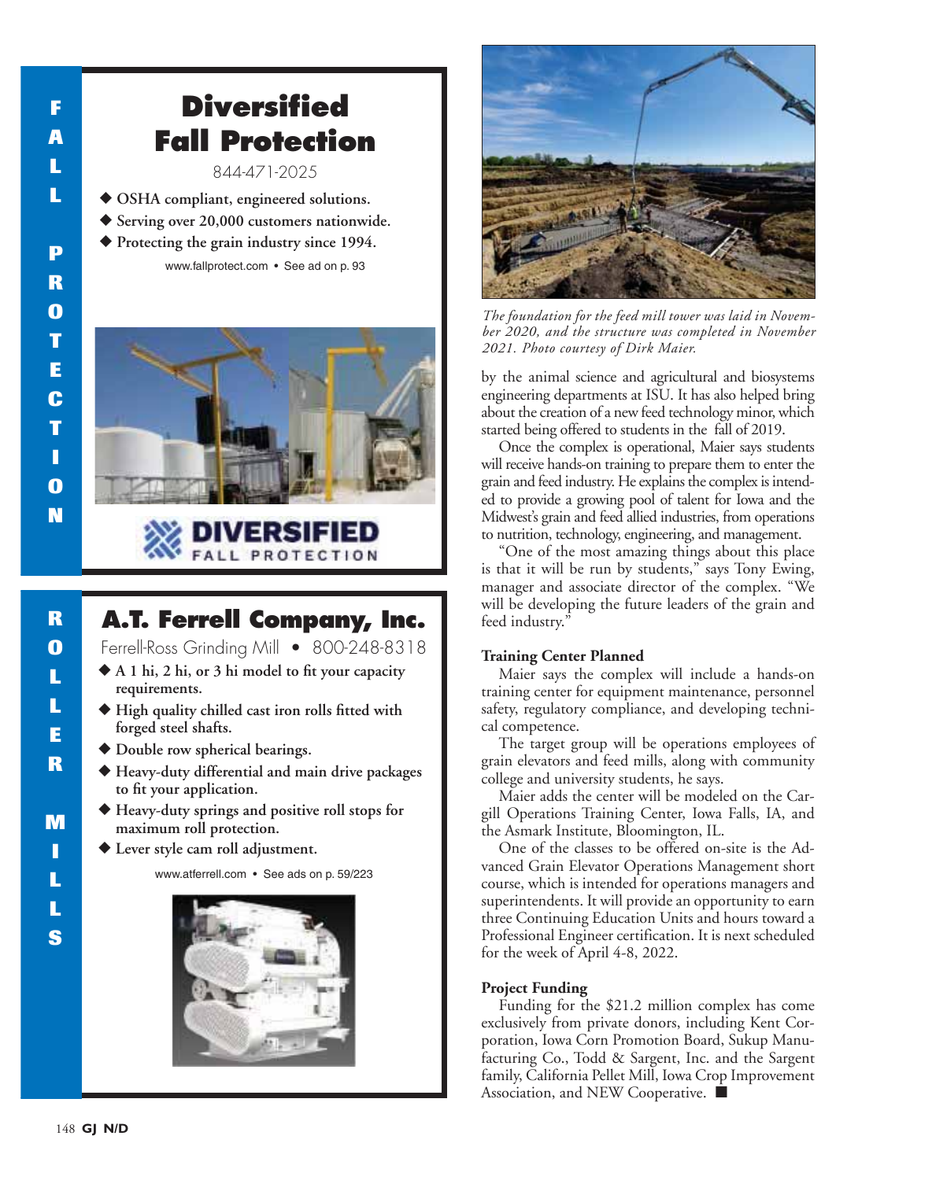# Diversified Fall Protection

844-471-2025

- OSHA compliant, engineered solutions.
- Serving over 20,000 customers nationwide.
- Protecting the grain industry since 1994.

www.fallprotect.com • See ad on p. 93

DIVERSIFIED FALL PROTECTION

# A.T. Ferrell Company, Inc.

Ferrell-Ross Grinding Mill • 800-248-8318

- A 1 hi, 2 hi, or 3 hi model to fit your capacity requirements.
- High quality chilled cast iron rolls fitted with forged steel shafts.
- Double row spherical bearings.
- Heavy-duty differential and main drive packages to fit your application.
- Heavy-duty springs and positive roll stops for maximum roll protection.
- Lever style cam roll adjustment.

www.atferrell.com • See ads on p. 59/223

*The foundation for the feed mill tower was laid in November 2020, and the structure was completed in November 2021. Photo courtesy of Dirk Maier.*

by the animal science and agricultural and biosystems engineering departments at ISU. It has also helped bring about the creation of a new feed technology minor, which started being offered to students in the fall of 2019.

Once the complex is operational, Maier says students will receive hands-on training to prepare them to enter the grain and feed industry. He explains the complex is intended to provide a growing pool of talent for Iowa and the Midwest's grain and feed allied industries, from operations to nutrition, technology, engineering, and management.

"One of the most amazing things about this place is that it will be run by students," says Tony Ewing, manager and associate director of the complex. "We will be developing the future leaders of the grain and feed industry."

### Training Center Planned

Maier says the complex will include a hands-on training center for equipment maintenance, personnel safety, regulatory compliance, and developing technical competence.

The target group will be operations employees of grain elevators and feed mills, along with community college and university students, he says.

Maier adds the center will be modeled on the Cargill Operations Training Center, Iowa Falls, IA, and the Asmark Institute, Bloomington, IL.

One of the classes to be offered on-site is the Advanced Grain Elevator Operations Management short course, which is intended for operations managers and superintendents. It will provide an opportunity to earn three Continuing Education Units and hours toward a Professional Engineer certification. It is next scheduled for the week of April 4-8, 2022.

### Project Funding

Funding for the $21.2 million complex has come exclusively from private donors, including Kent Corporation, Iowa Corn Promotion Board, Sukup Manufacturing Co., Todd & Sargent, Inc. and the Sargent family, California Pellet Mill, Iowa Crop Improvement Association, and NEW Cooperative. ■